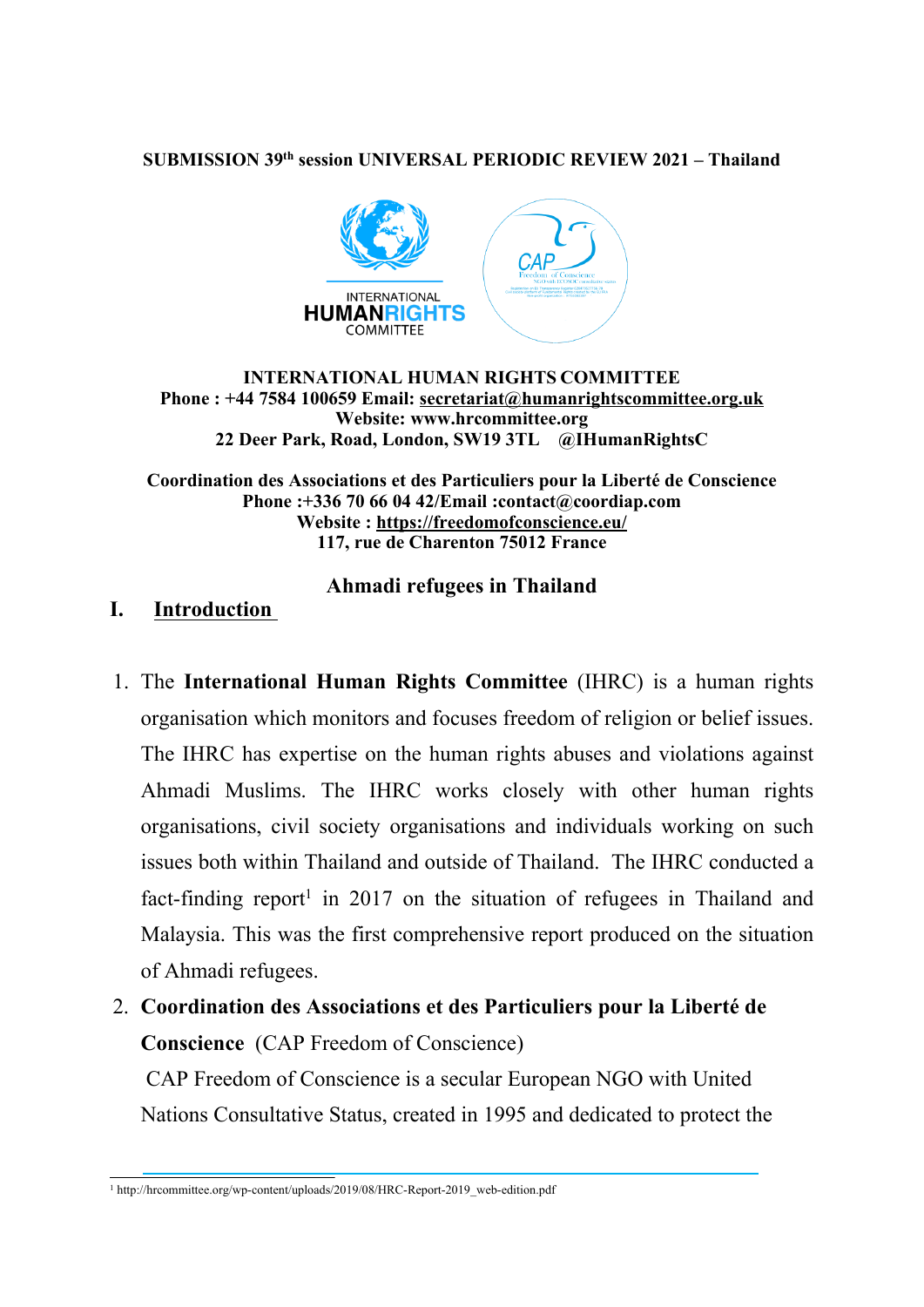**SUBMISSION 39th session UNIVERSAL PERIODIC REVIEW 2021 – Thailand**

**INTERNATIONAL HUMAN RIGHTS COMMITTEE**
**Phone : +44 7584 100659 Email: secretariat@humanrightscommittee.org.uk**
**Website: www.hrcommittee.org**
**22 Deer Park, Road, London, SW19 3TL @IHumanRightsC**

**Coordination des Associations et des Particuliers pour la Liberté de Conscience**
**Phone :+336 70 66 04 42/Email :contact@coordiap.com**
**Website : https://freedomofconscience.eu/**
**117, rue de Charenton 75012 France**

## Ahmadi refugees in Thailand

## I. Introduction

1. The **International Human Rights Committee** (IHRC) is a human rights organisation which monitors and focuses freedom of religion or belief issues. The IHRC has expertise on the human rights abuses and violations against Ahmadi Muslims. The IHRC works closely with other human rights organisations, civil society organisations and individuals working on such issues both within Thailand and outside of Thailand. The IHRC conducted a fact-finding report[1] in 2017 on the situation of refugees in Thailand and Malaysia. This was the first comprehensive report produced on the situation of Ahmadi refugees.

2. **Coordination des Associations et des Particuliers pour la Liberté de Conscience** (CAP Freedom of Conscience)

   CAP Freedom of Conscience is a secular European NGO with United Nations Consultative Status, created in 1995 and dedicated to protect the

[1] http://hrcommittee.org/wp-content/uploads/2019/08/HRC-Report-2019_web-edition.pdf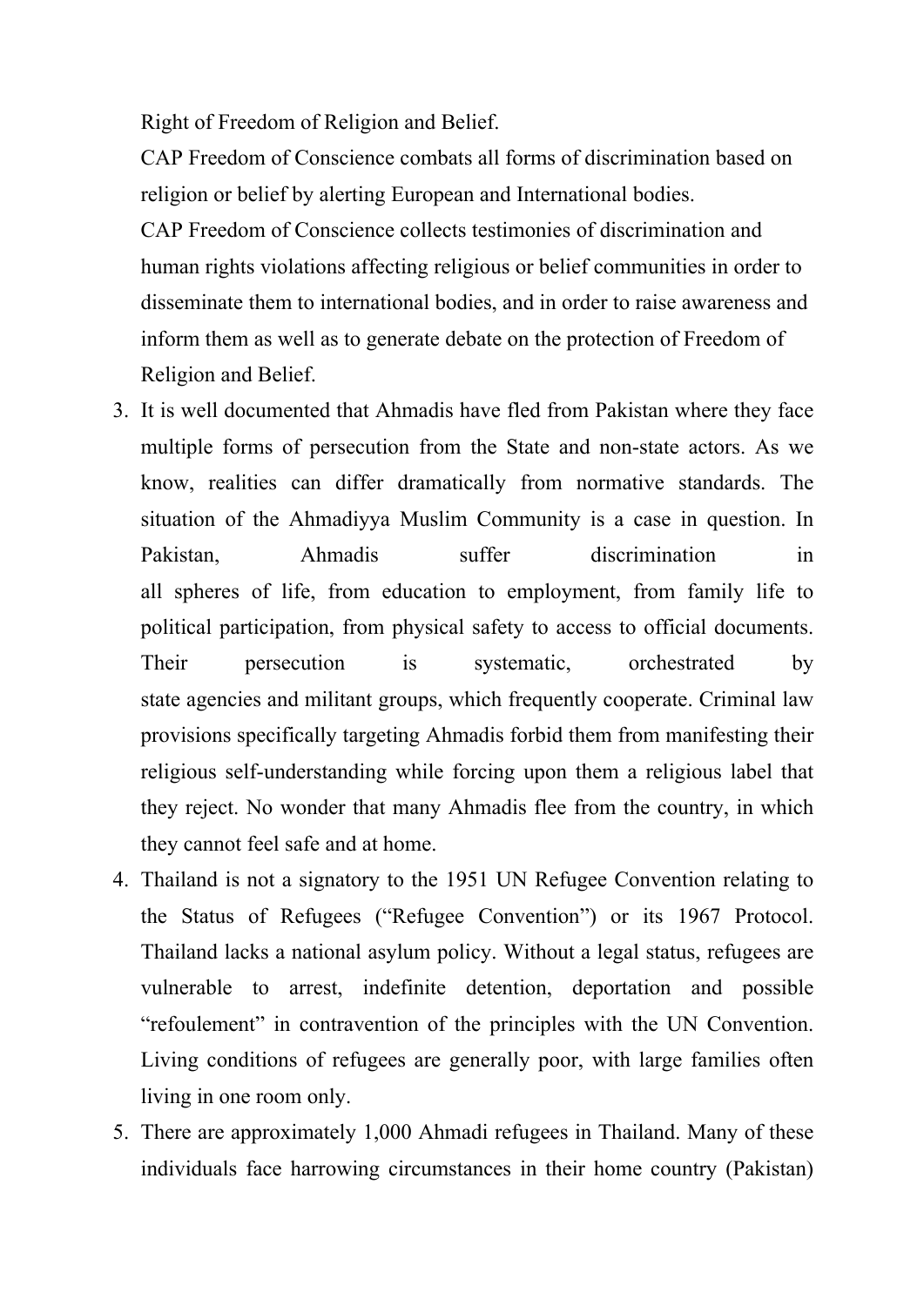Right of Freedom of Religion and Belief.

CAP Freedom of Conscience combats all forms of discrimination based on religion or belief by alerting European and International bodies.

CAP Freedom of Conscience collects testimonies of discrimination and human rights violations affecting religious or belief communities in order to disseminate them to international bodies, and in order to raise awareness and inform them as well as to generate debate on the protection of Freedom of Religion and Belief.

3. It is well documented that Ahmadis have fled from Pakistan where they face multiple forms of persecution from the State and non-state actors. As we know, realities can differ dramatically from normative standards. The situation of the Ahmadiyya Muslim Community is a case in question. In Pakistan, Ahmadis suffer discrimination in all spheres of life, from education to employment, from family life to political participation, from physical safety to access to official documents. Their persecution is systematic, orchestrated by state agencies and militant groups, which frequently cooperate. Criminal law provisions specifically targeting Ahmadis forbid them from manifesting their religious self-understanding while forcing upon them a religious label that they reject. No wonder that many Ahmadis flee from the country, in which they cannot feel safe and at home.
4. Thailand is not a signatory to the 1951 UN Refugee Convention relating to the Status of Refugees ("Refugee Convention") or its 1967 Protocol. Thailand lacks a national asylum policy. Without a legal status, refugees are vulnerable to arrest, indefinite detention, deportation and possible "refoulement" in contravention of the principles with the UN Convention. Living conditions of refugees are generally poor, with large families often living in one room only.
5. There are approximately 1,000 Ahmadi refugees in Thailand. Many of these individuals face harrowing circumstances in their home country (Pakistan)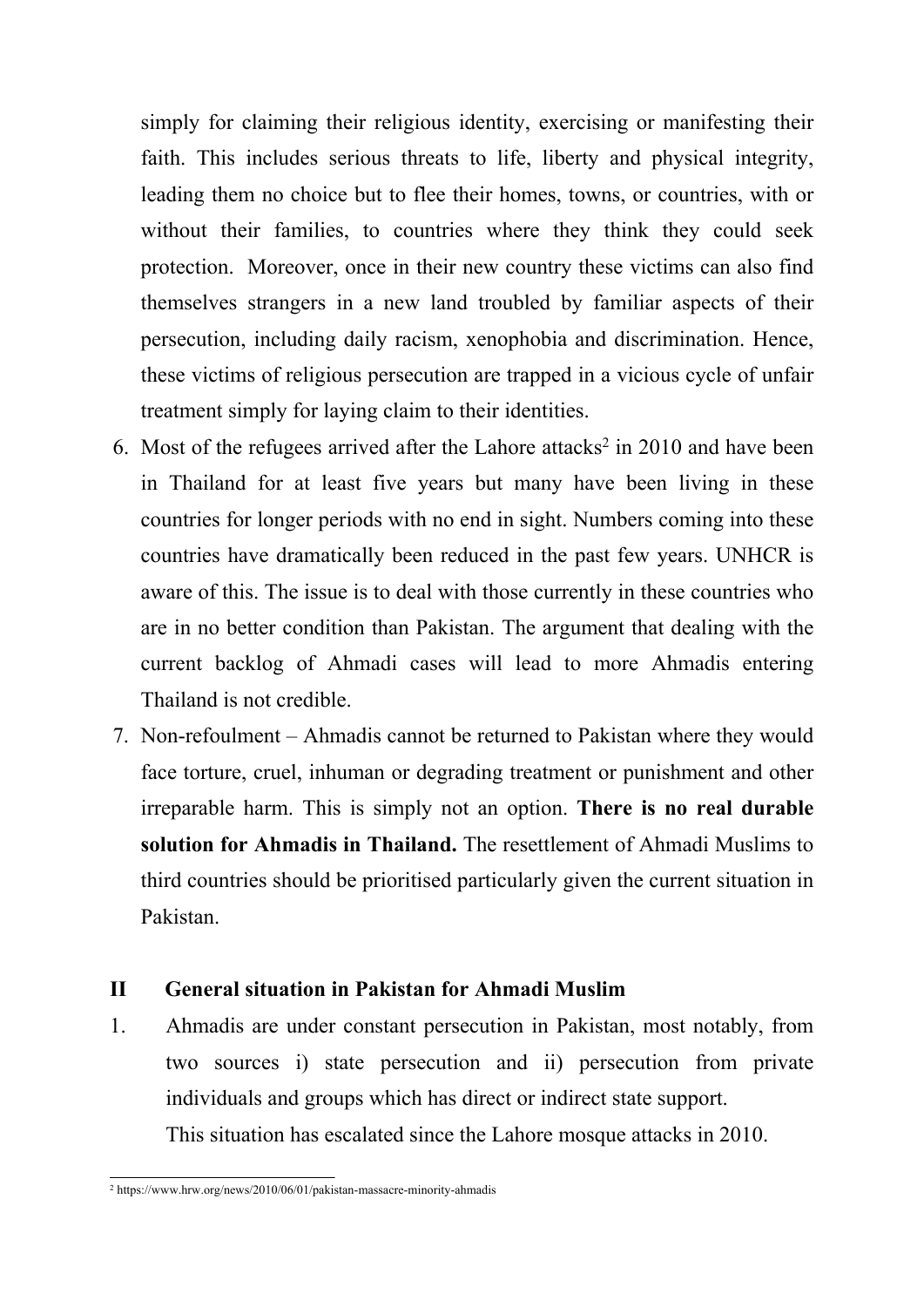simply for claiming their religious identity, exercising or manifesting their faith. This includes serious threats to life, liberty and physical integrity, leading them no choice but to flee their homes, towns, or countries, with or without their families, to countries where they think they could seek protection. Moreover, once in their new country these victims can also find themselves strangers in a new land troubled by familiar aspects of their persecution, including daily racism, xenophobia and discrimination. Hence, these victims of religious persecution are trapped in a vicious cycle of unfair treatment simply for laying claim to their identities.

6. Most of the refugees arrived after the Lahore attacks[2] in 2010 and have been in Thailand for at least five years but many have been living in these countries for longer periods with no end in sight. Numbers coming into these countries have dramatically been reduced in the past few years. UNHCR is aware of this. The issue is to deal with those currently in these countries who are in no better condition than Pakistan. The argument that dealing with the current backlog of Ahmadi cases will lead to more Ahmadis entering Thailand is not credible.
7. Non-refoulment – Ahmadis cannot be returned to Pakistan where they would face torture, cruel, inhuman or degrading treatment or punishment and other irreparable harm. This is simply not an option. **There is no real durable solution for Ahmadis in Thailand.** The resettlement of Ahmadi Muslims to third countries should be prioritised particularly given the current situation in Pakistan.

## II General situation in Pakistan for Ahmadi Muslim

1. Ahmadis are under constant persecution in Pakistan, most notably, from two sources i) state persecution and ii) persecution from private individuals and groups which has direct or indirect state support.

   This situation has escalated since the Lahore mosque attacks in 2010.

[2] https://www.hrw.org/news/2010/06/01/pakistan-massacre-minority-ahmadis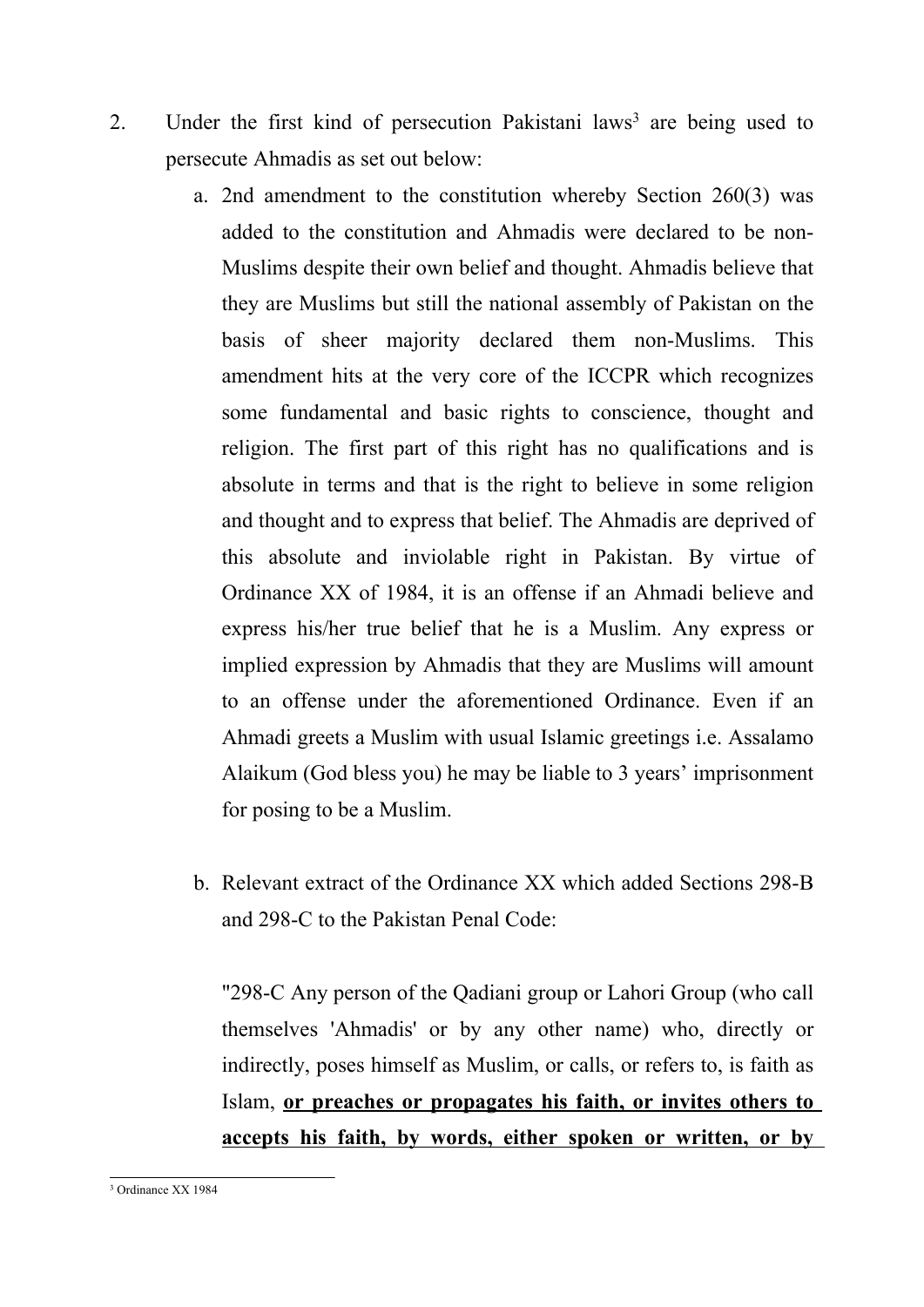2. Under the first kind of persecution Pakistani laws[3] are being used to persecute Ahmadis as set out below:

    a. 2nd amendment to the constitution whereby Section 260(3) was added to the constitution and Ahmadis were declared to be non-Muslims despite their own belief and thought. Ahmadis believe that they are Muslims but still the national assembly of Pakistan on the basis of sheer majority declared them non-Muslims. This amendment hits at the very core of the ICCPR which recognizes some fundamental and basic rights to conscience, thought and religion. The first part of this right has no qualifications and is absolute in terms and that is the right to believe in some religion and thought and to express that belief. The Ahmadis are deprived of this absolute and inviolable right in Pakistan. By virtue of Ordinance XX of 1984, it is an offense if an Ahmadi believe and express his/her true belief that he is a Muslim. Any express or implied expression by Ahmadis that they are Muslims will amount to an offense under the aforementioned Ordinance. Even if an Ahmadi greets a Muslim with usual Islamic greetings i.e. Assalamo Alaikum (God bless you) he may be liable to 3 years' imprisonment for posing to be a Muslim.

    b. Relevant extract of the Ordinance XX which added Sections 298-B and 298-C to the Pakistan Penal Code:

        "298-C Any person of the Qadiani group or Lahori Group (who call themselves 'Ahmadis' or by any other name) who, directly or indirectly, poses himself as Muslim, or calls, or refers to, is faith as Islam, **<u>or preaches or propagates his faith, or invites others to accepts his faith, by words, either spoken or written, or by</u>**

[3] Ordinance XX 1984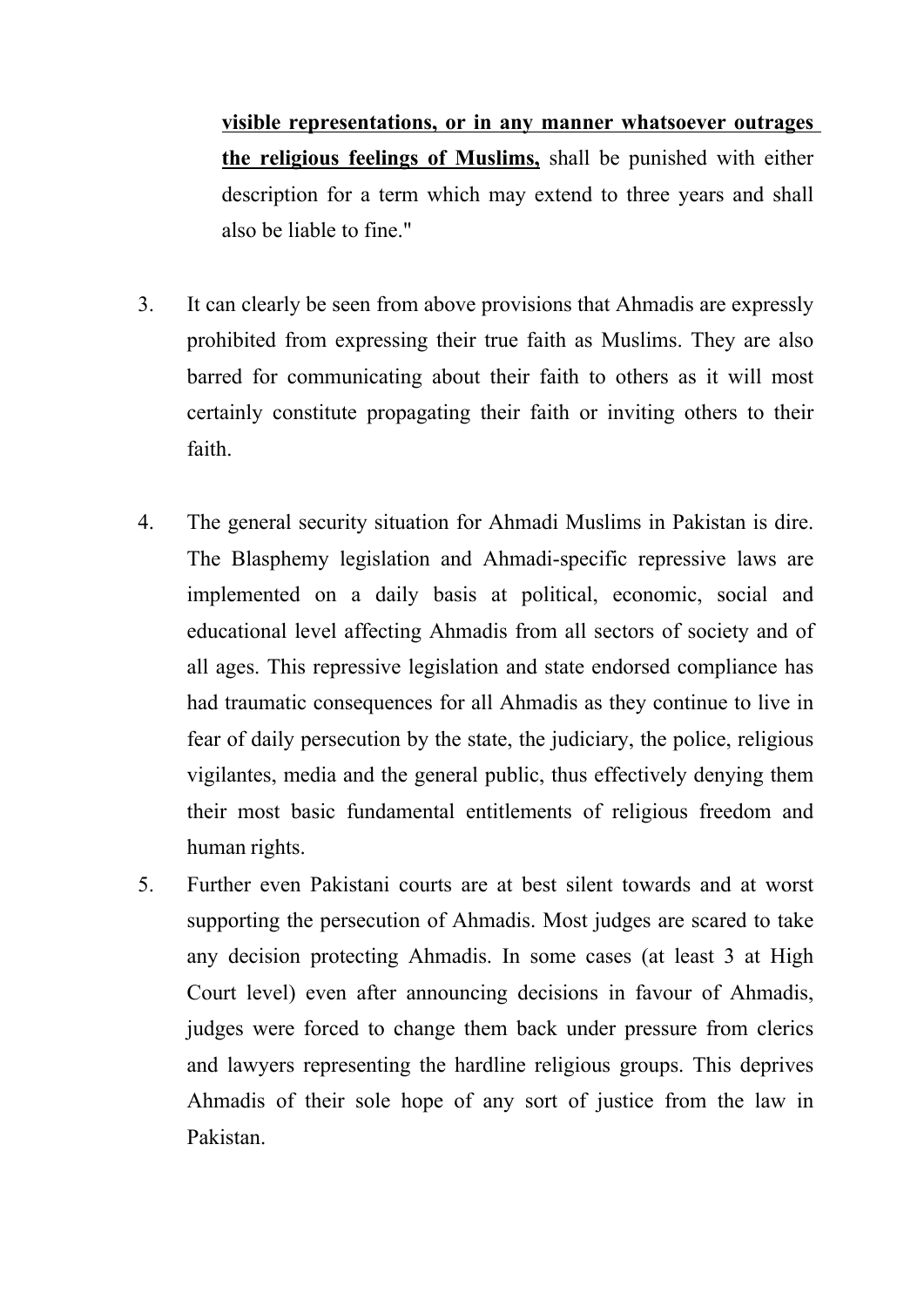**visible representations, or in any manner whatsoever outrages the religious feelings of Muslims,** shall be punished with either description for a term which may extend to three years and shall also be liable to fine."

3. It can clearly be seen from above provisions that Ahmadis are expressly prohibited from expressing their true faith as Muslims. They are also barred for communicating about their faith to others as it will most certainly constitute propagating their faith or inviting others to their faith.

4. The general security situation for Ahmadi Muslims in Pakistan is dire. The Blasphemy legislation and Ahmadi-specific repressive laws are implemented on a daily basis at political, economic, social and educational level affecting Ahmadis from all sectors of society and of all ages. This repressive legislation and state endorsed compliance has had traumatic consequences for all Ahmadis as they continue to live in fear of daily persecution by the state, the judiciary, the police, religious vigilantes, media and the general public, thus effectively denying them their most basic fundamental entitlements of religious freedom and human rights.

5. Further even Pakistani courts are at best silent towards and at worst supporting the persecution of Ahmadis. Most judges are scared to take any decision protecting Ahmadis. In some cases (at least 3 at High Court level) even after announcing decisions in favour of Ahmadis, judges were forced to change them back under pressure from clerics and lawyers representing the hardline religious groups. This deprives Ahmadis of their sole hope of any sort of justice from the law in Pakistan.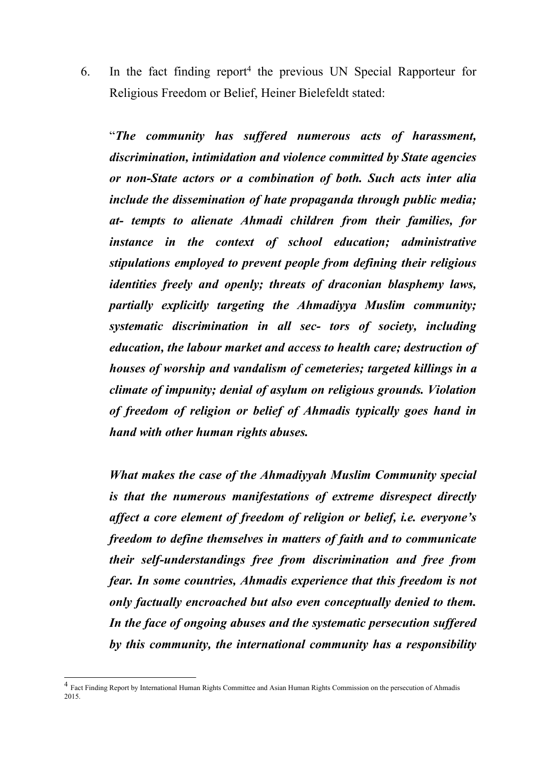6. In the fact finding report[4] the previous UN Special Rapporteur for Religious Freedom or Belief, Heiner Bielefeldt stated:

   "*The community has suffered numerous acts of harassment, discrimination, intimidation and violence committed by State agencies or non-State actors or a combination of both. Such acts inter alia include the dissemination of hate propaganda through public media; at- tempts to alienate Ahmadi children from their families, for instance in the context of school education; administrative stipulations employed to prevent people from defining their religious identities freely and openly; threats of draconian blasphemy laws, partially explicitly targeting the Ahmadiyya Muslim community; systematic discrimination in all sec- tors of society, including education, the labour market and access to health care; destruction of houses of worship and vandalism of cemeteries; targeted killings in a climate of impunity; denial of asylum on religious grounds. Violation of freedom of religion or belief of Ahmadis typically goes hand in hand with other human rights abuses.*

   *What makes the case of the Ahmadiyyah Muslim Community special is that the numerous manifestations of extreme disrespect directly affect a core element of freedom of religion or belief, i.e. everyone's freedom to define themselves in matters of faith and to communicate their self-understandings free from discrimination and free from fear. In some countries, Ahmadis experience that this freedom is not only factually encroached but also even conceptually denied to them. In the face of ongoing abuses and the systematic persecution suffered by this community, the international community has a responsibility*

---

[4] Fact Finding Report by International Human Rights Committee and Asian Human Rights Commission on the persecution of Ahmadis 2015.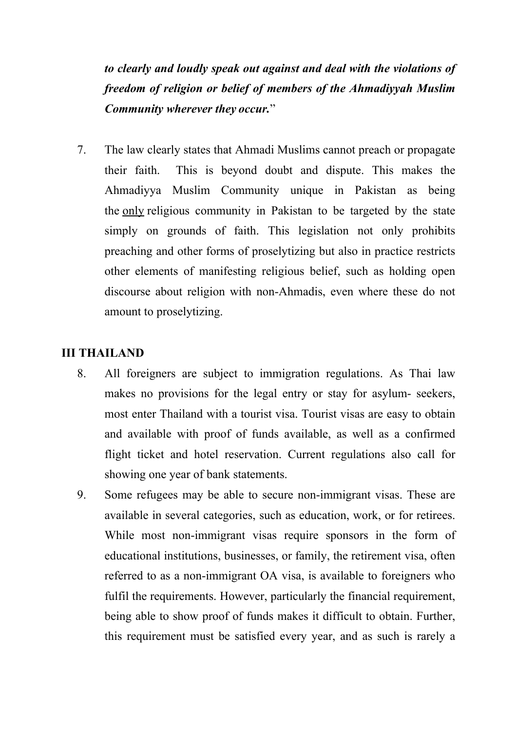***to clearly and loudly speak out against and deal with the violations of freedom of religion or belief of members of the Ahmadiyyah Muslim Community wherever they occur.***"

7. The law clearly states that Ahmadi Muslims cannot preach or propagate their faith. This is beyond doubt and dispute. This makes the Ahmadiyya Muslim Community unique in Pakistan as being the <u>only</u> religious community in Pakistan to be targeted by the state simply on grounds of faith. This legislation not only prohibits preaching and other forms of proselytizing but also in practice restricts other elements of manifesting religious belief, such as holding open discourse about religion with non-Ahmadis, even where these do not amount to proselytizing.

## III THAILAND

8. All foreigners are subject to immigration regulations. As Thai law makes no provisions for the legal entry or stay for asylum- seekers, most enter Thailand with a tourist visa. Tourist visas are easy to obtain and available with proof of funds available, as well as a confirmed flight ticket and hotel reservation. Current regulations also call for showing one year of bank statements.
9. Some refugees may be able to secure non-immigrant visas. These are available in several categories, such as education, work, or for retirees. While most non-immigrant visas require sponsors in the form of educational institutions, businesses, or family, the retirement visa, often referred to as a non-immigrant OA visa, is available to foreigners who fulfil the requirements. However, particularly the financial requirement, being able to show proof of funds makes it difficult to obtain. Further, this requirement must be satisfied every year, and as such is rarely a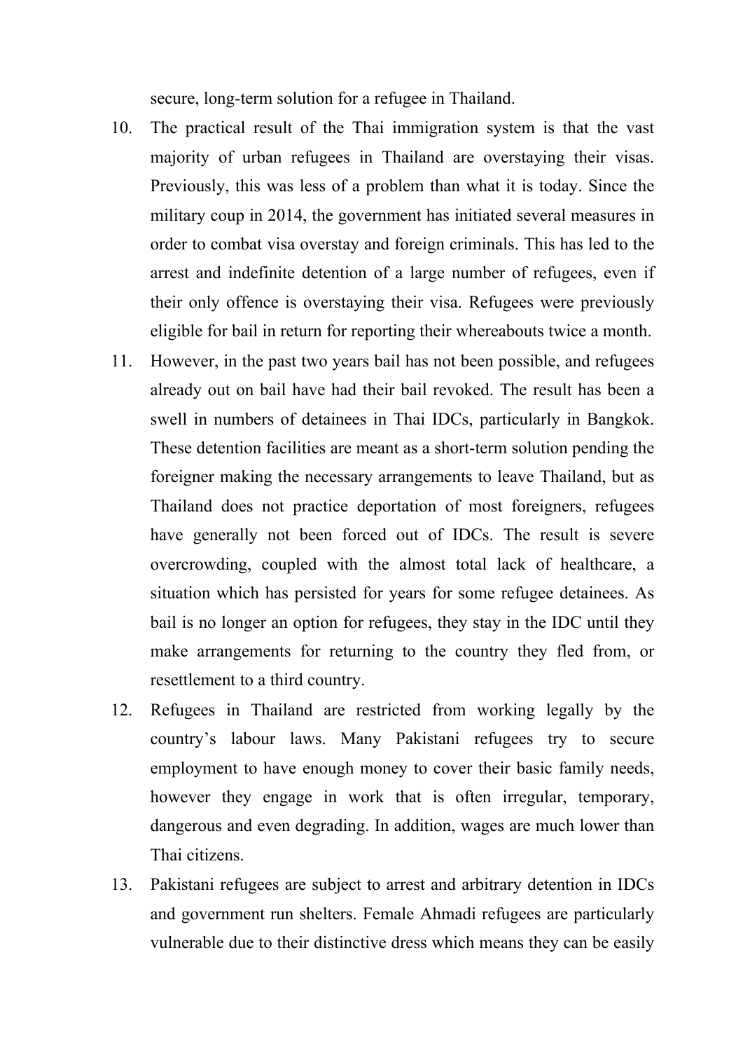secure, long-term solution for a refugee in Thailand.

10. The practical result of the Thai immigration system is that the vast majority of urban refugees in Thailand are overstaying their visas. Previously, this was less of a problem than what it is today. Since the military coup in 2014, the government has initiated several measures in order to combat visa overstay and foreign criminals. This has led to the arrest and indefinite detention of a large number of refugees, even if their only offence is overstaying their visa. Refugees were previously eligible for bail in return for reporting their whereabouts twice a month.
11. However, in the past two years bail has not been possible, and refugees already out on bail have had their bail revoked. The result has been a swell in numbers of detainees in Thai IDCs, particularly in Bangkok. These detention facilities are meant as a short-term solution pending the foreigner making the necessary arrangements to leave Thailand, but as Thailand does not practice deportation of most foreigners, refugees have generally not been forced out of IDCs. The result is severe overcrowding, coupled with the almost total lack of healthcare, a situation which has persisted for years for some refugee detainees. As bail is no longer an option for refugees, they stay in the IDC until they make arrangements for returning to the country they fled from, or resettlement to a third country.
12. Refugees in Thailand are restricted from working legally by the country's labour laws. Many Pakistani refugees try to secure employment to have enough money to cover their basic family needs, however they engage in work that is often irregular, temporary, dangerous and even degrading. In addition, wages are much lower than Thai citizens.
13. Pakistani refugees are subject to arrest and arbitrary detention in IDCs and government run shelters. Female Ahmadi refugees are particularly vulnerable due to their distinctive dress which means they can be easily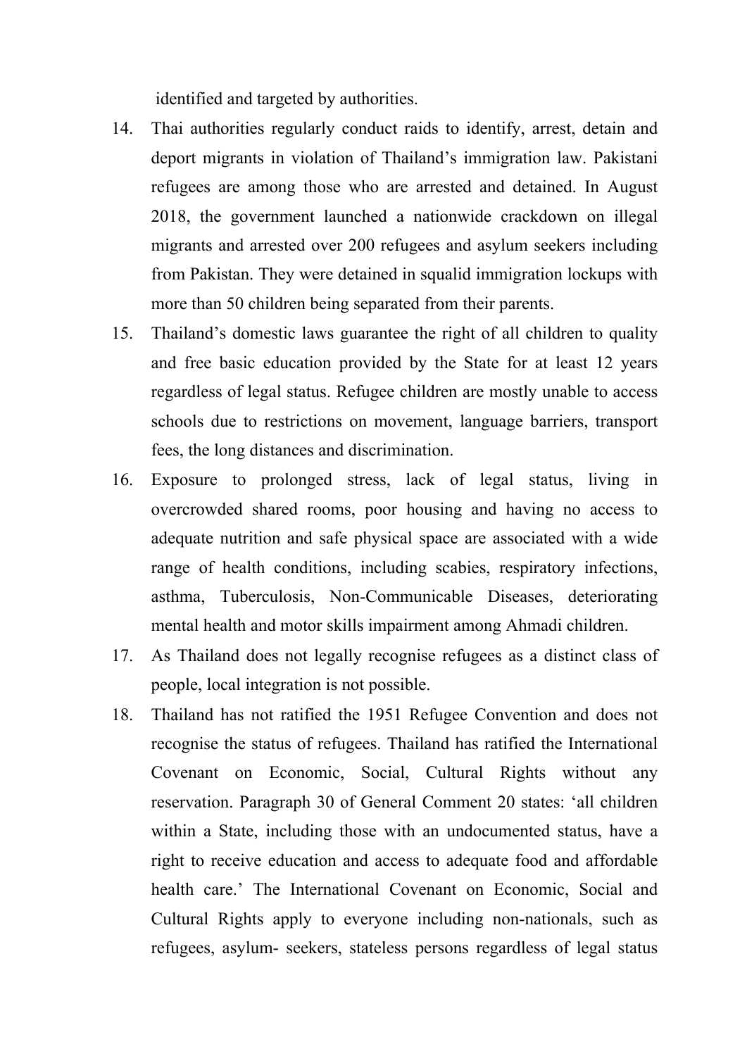identified and targeted by authorities.

14. Thai authorities regularly conduct raids to identify, arrest, detain and deport migrants in violation of Thailand's immigration law. Pakistani refugees are among those who are arrested and detained. In August 2018, the government launched a nationwide crackdown on illegal migrants and arrested over 200 refugees and asylum seekers including from Pakistan. They were detained in squalid immigration lockups with more than 50 children being separated from their parents.
15. Thailand's domestic laws guarantee the right of all children to quality and free basic education provided by the State for at least 12 years regardless of legal status. Refugee children are mostly unable to access schools due to restrictions on movement, language barriers, transport fees, the long distances and discrimination.
16. Exposure to prolonged stress, lack of legal status, living in overcrowded shared rooms, poor housing and having no access to adequate nutrition and safe physical space are associated with a wide range of health conditions, including scabies, respiratory infections, asthma, Tuberculosis, Non-Communicable Diseases, deteriorating mental health and motor skills impairment among Ahmadi children.
17. As Thailand does not legally recognise refugees as a distinct class of people, local integration is not possible.
18. Thailand has not ratified the 1951 Refugee Convention and does not recognise the status of refugees. Thailand has ratified the International Covenant on Economic, Social, Cultural Rights without any reservation. Paragraph 30 of General Comment 20 states: 'all children within a State, including those with an undocumented status, have a right to receive education and access to adequate food and affordable health care.' The International Covenant on Economic, Social and Cultural Rights apply to everyone including non-nationals, such as refugees, asylum- seekers, stateless persons regardless of legal status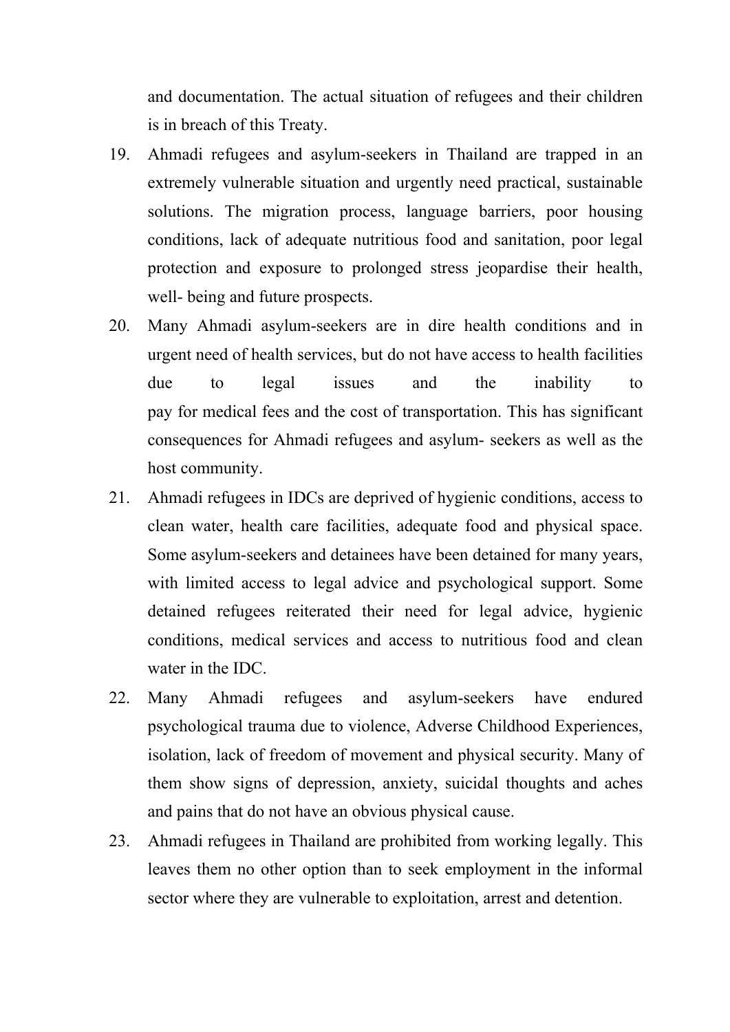and documentation. The actual situation of refugees and their children is in breach of this Treaty.

19. Ahmadi refugees and asylum-seekers in Thailand are trapped in an extremely vulnerable situation and urgently need practical, sustainable solutions. The migration process, language barriers, poor housing conditions, lack of adequate nutritious food and sanitation, poor legal protection and exposure to prolonged stress jeopardise their health, well- being and future prospects.

20. Many Ahmadi asylum-seekers are in dire health conditions and in urgent need of health services, but do not have access to health facilities due to legal issues and the inability to pay for medical fees and the cost of transportation. This has significant consequences for Ahmadi refugees and asylum- seekers as well as the host community.

21. Ahmadi refugees in IDCs are deprived of hygienic conditions, access to clean water, health care facilities, adequate food and physical space. Some asylum-seekers and detainees have been detained for many years, with limited access to legal advice and psychological support. Some detained refugees reiterated their need for legal advice, hygienic conditions, medical services and access to nutritious food and clean water in the IDC.

22. Many Ahmadi refugees and asylum-seekers have endured psychological trauma due to violence, Adverse Childhood Experiences, isolation, lack of freedom of movement and physical security. Many of them show signs of depression, anxiety, suicidal thoughts and aches and pains that do not have an obvious physical cause.

23. Ahmadi refugees in Thailand are prohibited from working legally. This leaves them no other option than to seek employment in the informal sector where they are vulnerable to exploitation, arrest and detention.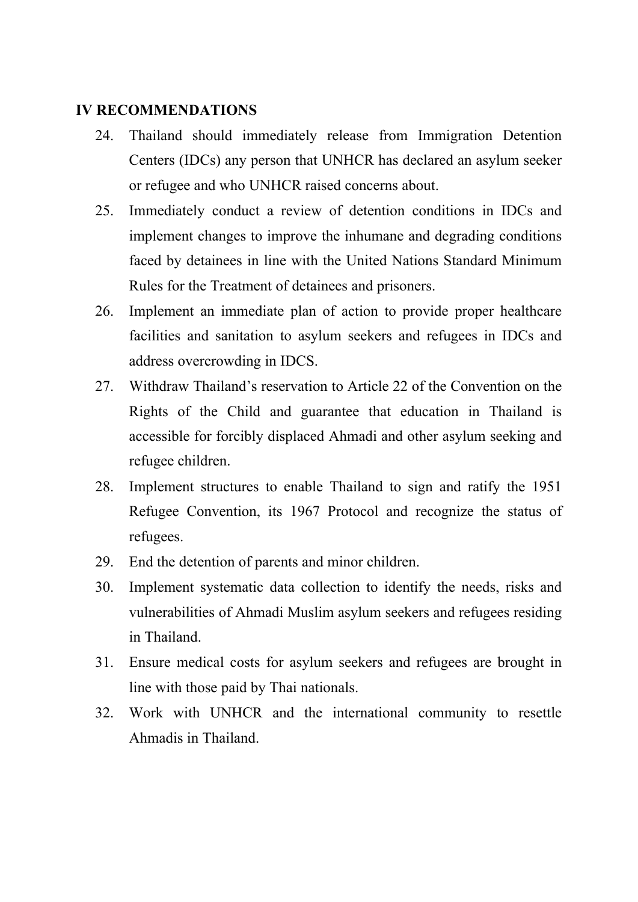## IV RECOMMENDATIONS

24. Thailand should immediately release from Immigration Detention Centers (IDCs) any person that UNHCR has declared an asylum seeker or refugee and who UNHCR raised concerns about.
25. Immediately conduct a review of detention conditions in IDCs and implement changes to improve the inhumane and degrading conditions faced by detainees in line with the United Nations Standard Minimum Rules for the Treatment of detainees and prisoners.
26. Implement an immediate plan of action to provide proper healthcare facilities and sanitation to asylum seekers and refugees in IDCs and address overcrowding in IDCS.
27. Withdraw Thailand's reservation to Article 22 of the Convention on the Rights of the Child and guarantee that education in Thailand is accessible for forcibly displaced Ahmadi and other asylum seeking and refugee children.
28. Implement structures to enable Thailand to sign and ratify the 1951 Refugee Convention, its 1967 Protocol and recognize the status of refugees.
29. End the detention of parents and minor children.
30. Implement systematic data collection to identify the needs, risks and vulnerabilities of Ahmadi Muslim asylum seekers and refugees residing in Thailand.
31. Ensure medical costs for asylum seekers and refugees are brought in line with those paid by Thai nationals.
32. Work with UNHCR and the international community to resettle Ahmadis in Thailand.